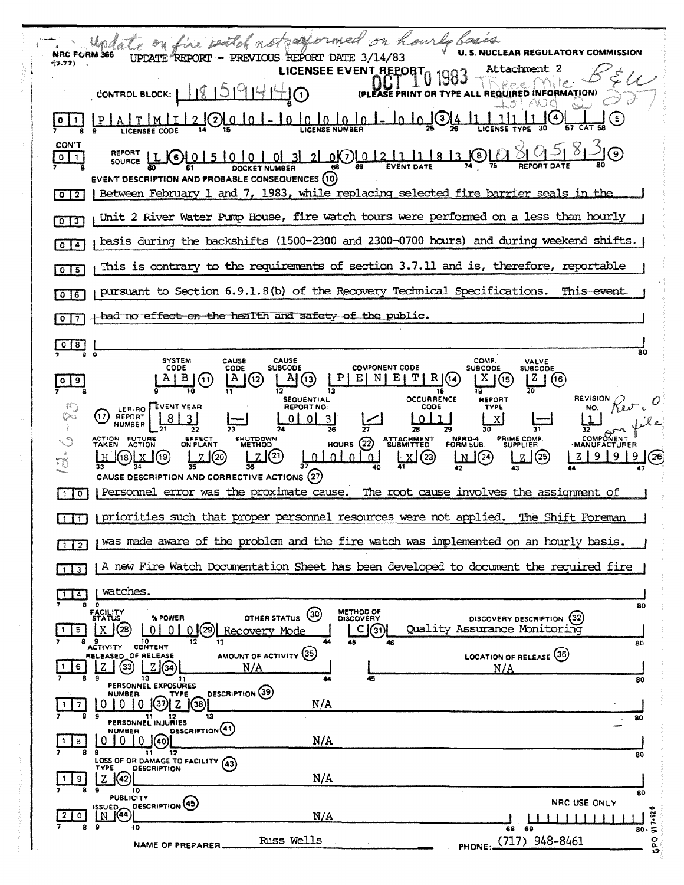*Update on fire watch not performed on hourly basis*

NRC FORM 366 (7-77)

UPDATE REPORT - PREVIOUS REPORT DATE 3/14/83

U. S. NUCLEAR REGULATORY COMMISSION

**LICENSEE EVENT REPORT**

OCT 10 1983

Attachment 2

*Three Mile Island 2* *B&W* *227*

CONTROL BLOCK: 1 8 5 9 4 4 (1) (PLEASE PRINT OR TYPE ALL REQUIRED INFORMATION)

| | |
|---|---|
| 01 | LICENSEE CODE: P A T M I 2 (2) LICENSE NUMBER: 0 0 - 0 0 0 0 0 - 0 0 (3) LICENSE TYPE: 4 1 1 1 1 (4) CAT: (5) |
| CON'T 01 | REPORT SOURCE: L (6) DOCKET NUMBER: 0 5 0 0 0 3 2 0 (7) EVENT DATE: 0 2 1 1 8 3 (8) REPORT DATE: 0 9 0 5 8 3 (9) |

**EVENT DESCRIPTION AND PROBABLE CONSEQUENCES (10)**

02 Between February 1 and 7, 1983, while replacing selected fire barrier seals in the
03 Unit 2 River Water Pump House, fire watch tours were performed on a less than hourly
04 basis during the backshifts (1500-2300 and 2300-0700 hours) and during weekend shifts.
05 This is contrary to the requirements of section 3.7.11 and is, therefore, reportable
06 pursuant to Section 6.9.1.8(b) of the Recovery Technical Specifications. ~~This event~~
07 ~~had no effect on the health and safety of the public.~~
08

| SYSTEM CODE | CAUSE CODE | CAUSE SUBCODE | COMPONENT CODE | COMP. SUBCODE | VALVE SUBCODE |
|---|---|---|---|---|---|
| A B (11) | A (12) | A (13) | P E N E T R (14) | X (15) | Z (16) |

*12-6-83*

| (17) LER/RO REPORT NUMBER | EVENT YEAR | | SEQUENTIAL REPORT NO. | | OCCURRENCE CODE | REPORT TYPE | | REVISION NO. |
|---|---|---|---|---|---|---|---|---|
| | 8 3 | — | 0 0 3 | / | 0 1 | X | — | 1 |

*Rev. 0 on file*

| ACTION TAKEN | FUTURE ACTION | EFFECT ON PLANT | SHUTDOWN METHOD | HOURS (22) | ATTACHMENT SUBMITTED | NPRD-4 FORM SUB. | PRIME COMP. SUPPLIER | COMPONENT MANUFACTURER |
|---|---|---|---|---|---|---|---|---|
| H (18) | X (19) | Z (20) | Z (21) | 0 0 0 0 0 | X (23) | N (24) | Z (25) | Z 9 9 9 (26) |

**CAUSE DESCRIPTION AND CORRECTIVE ACTIONS (27)**

10 Personnel error was the proximate cause. The root cause involves the assignment of
11 priorities such that proper personnel resources were not applied. The Shift Foreman
12 was made aware of the problem and the fire watch was implemented on an hourly basis.
13 A new Fire Watch Documentation Sheet has been developed to document the required fire
14 watches.

| | |
|---|---|
| 15 | FACILITY STATUS: X (28) % POWER: 0 0 0 (29) OTHER STATUS (30): Recovery Mode METHOD OF DISCOVERY: C (31) DISCOVERY DESCRIPTION (32): Quality Assurance Monitoring |
| 16 | ACTIVITY RELEASED: Z (33) CONTENT OF RELEASE: Z (34) AMOUNT OF ACTIVITY (35): N/A LOCATION OF RELEASE (36): N/A |
| 17 | PERSONNEL EXPOSURES NUMBER: 0 0 0 (37) TYPE: Z (38) DESCRIPTION (39): N/A |
| 18 | PERSONNEL INJURIES NUMBER: 0 0 0 (40) DESCRIPTION (41): N/A |
| 19 | LOSS OF OR DAMAGE TO FACILITY (43) TYPE: Z (42) DESCRIPTION: N/A |
| 20 | PUBLICITY ISSUED: N (44) DESCRIPTION (45): N/A NRC USE ONLY |

NAME OF PREPARER: Russ Wells PHONE: (717) 948-8461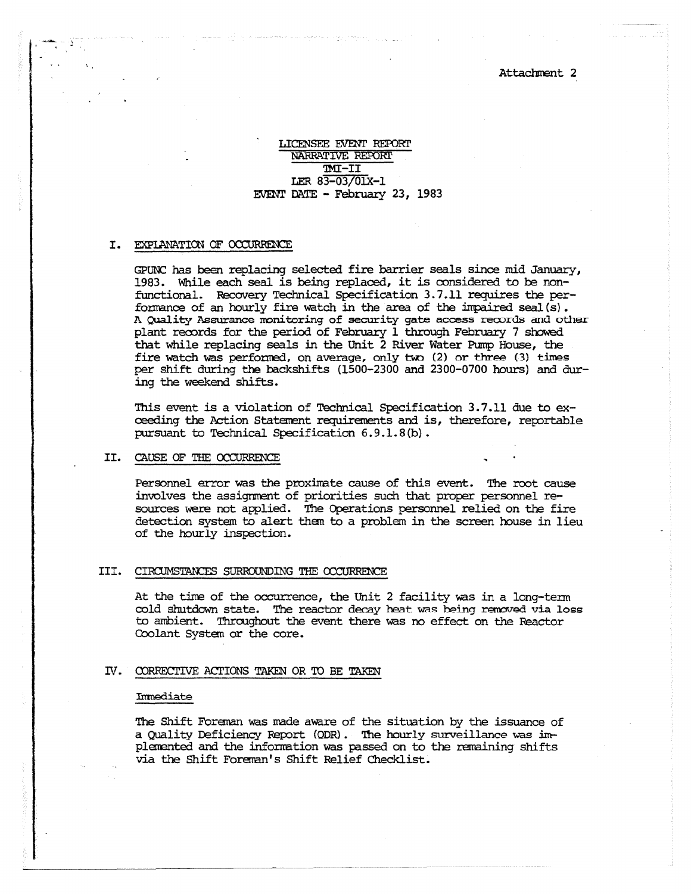Attachment 2

LICENSEE EVENT REPORT
NARRATIVE REPORT
TMI-II
LER 83-03/01X-1
EVENT DATE - February 23, 1983

## I. EXPLANATION OF OCCURRENCE

GPUNC has been replacing selected fire barrier seals since mid January, 1983. While each seal is being replaced, it is considered to be non-functional. Recovery Technical Specification 3.7.11 requires the performance of an hourly fire watch in the area of the impaired seal(s). A Quality Assurance monitoring of security gate access records and other plant records for the period of February 1 through February 7 showed that while replacing seals in the Unit 2 River Water Pump House, the fire watch was performed, on average, only two (2) or three (3) times per shift during the backshifts (1500-2300 and 2300-0700 hours) and during the weekend shifts.

This event is a violation of Technical Specification 3.7.11 due to exceeding the Action Statement requirements and is, therefore, reportable pursuant to Technical Specification 6.9.1.8(b).

## II. CAUSE OF THE OCCURRENCE

Personnel error was the proximate cause of this event. The root cause involves the assignment of priorities such that proper personnel resources were not applied. The Operations personnel relied on the fire detection system to alert them to a problem in the screen house in lieu of the hourly inspection.

## III. CIRCUMSTANCES SURROUNDING THE OCCURRENCE

At the time of the occurrence, the Unit 2 facility was in a long-term cold shutdown state. The reactor decay heat was being removed via loss to ambient. Throughout the event there was no effect on the Reactor Coolant System or the core.

## IV. CORRECTIVE ACTIONS TAKEN OR TO BE TAKEN

### Immediate

The Shift Foreman was made aware of the situation by the issuance of a Quality Deficiency Report (QDR). The hourly surveillance was implemented and the information was passed on to the remaining shifts via the Shift Foreman's Shift Relief Checklist.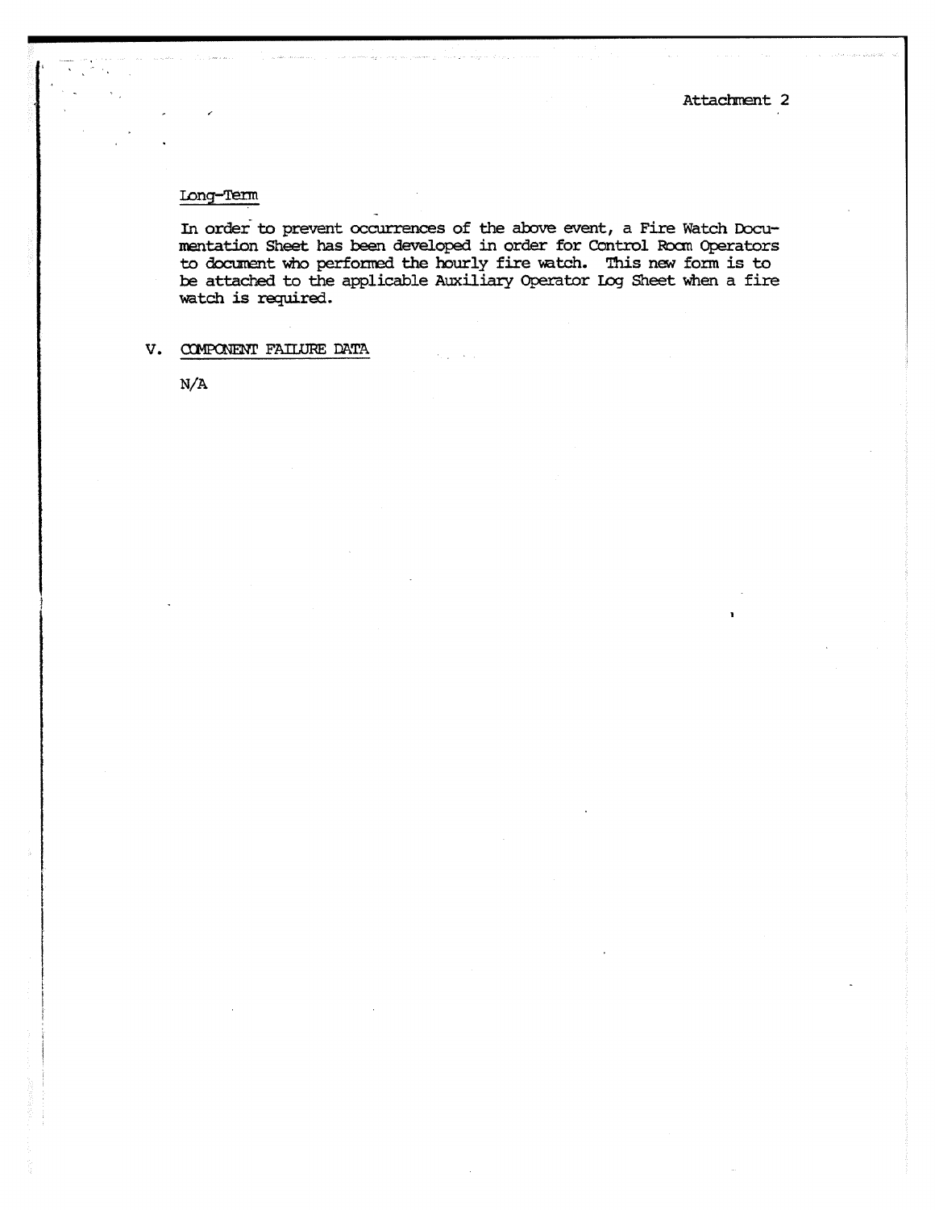Attachment 2

Long-Term

In order to prevent occurrences of the above event, a Fire Watch Documentation Sheet has been developed in order for Control Room Operators to document who performed the hourly fire watch. This new form is to be attached to the applicable Auxiliary Operator Log Sheet when a fire watch is required.

V. COMPONENT FAILURE DATA

N/A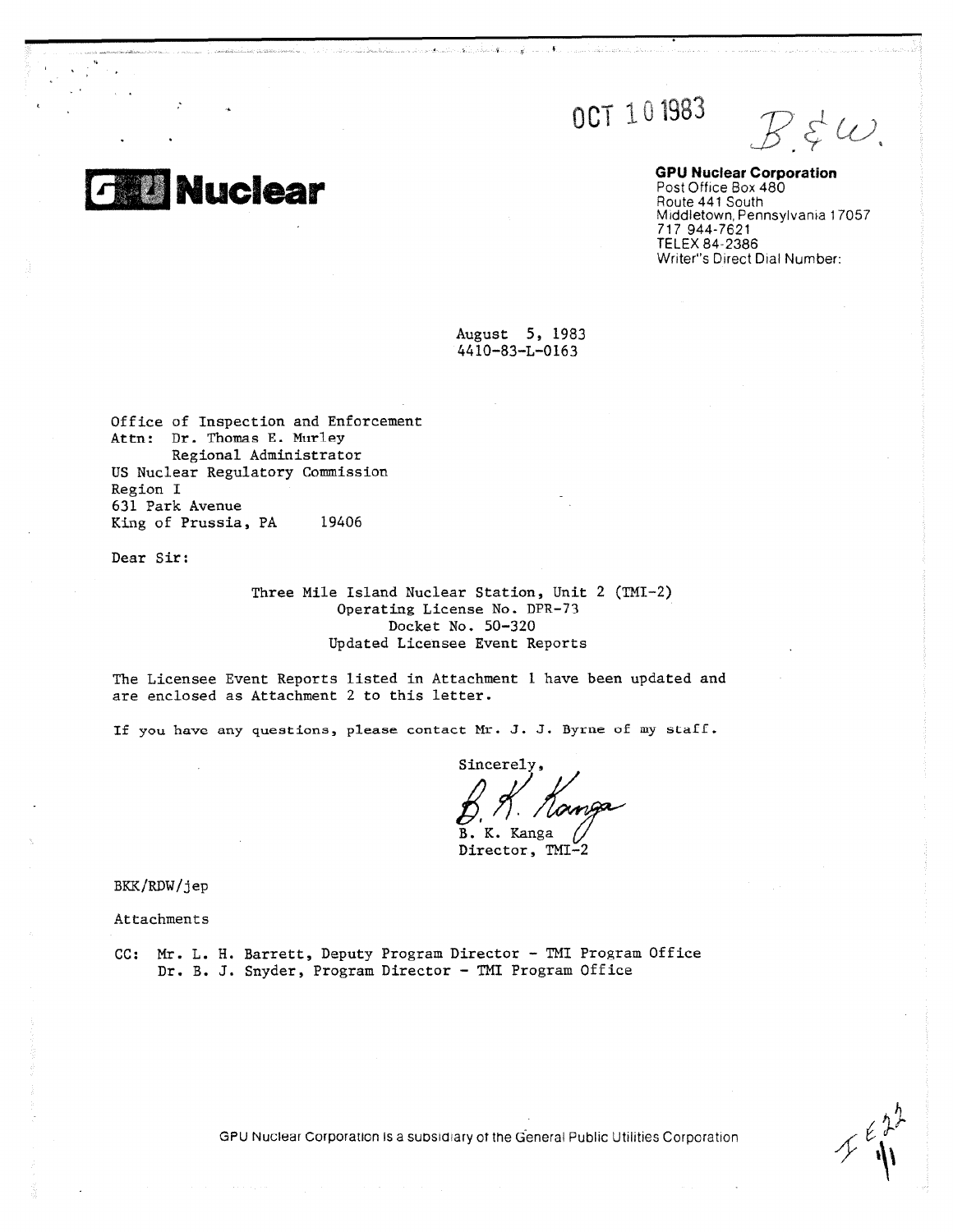OCT 10 1983

B.&W.

# GPU Nuclear

**GPU Nuclear Corporation**
Post Office Box 480
Route 441 South
Middletown, Pennsylvania 17057
717 944-7621
TELEX 84-2386
Writer's Direct Dial Number:

August 5, 1983
4410-83-L-0163

Office of Inspection and Enforcement
Attn: Dr. Thomas E. Murley
Regional Administrator
US Nuclear Regulatory Commission
Region I
631 Park Avenue
King of Prussia, PA 19406

Dear Sir:

Three Mile Island Nuclear Station, Unit 2 (TMI-2)
Operating License No. DPR-73
Docket No. 50-320
Updated Licensee Event Reports

The Licensee Event Reports listed in Attachment 1 have been updated and are enclosed as Attachment 2 to this letter.

If you have any questions, please contact Mr. J. J. Byrne of my staff.

Sincerely,

B. K. Kanga
Director, TMI-2

BKK/RDW/jep

Attachments

CC: Mr. L. H. Barrett, Deputy Program Director - TMI Program Office
Dr. B. J. Snyder, Program Director - TMI Program Office

GPU Nuclear Corporation is a subsidiary of the General Public Utilities Corporation

IE22
/1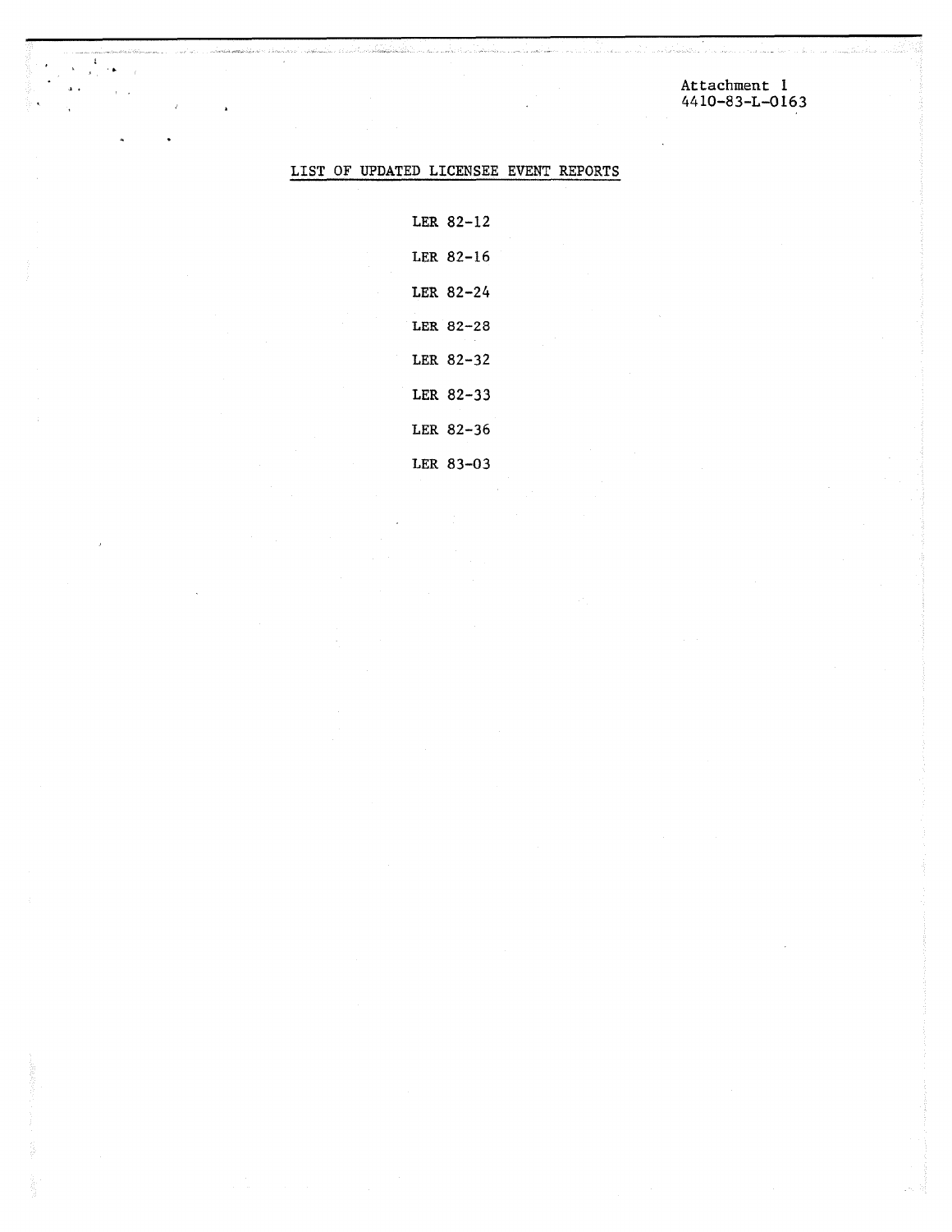Attachment I
4410-83-L-0163

## LIST OF UPDATED LICENSEE EVENT REPORTS

LER 82-12

LER 82-16

LER 82-24

LER 82-28

LER 82-32

LER 82-33

LER 82-36

LER 83-03